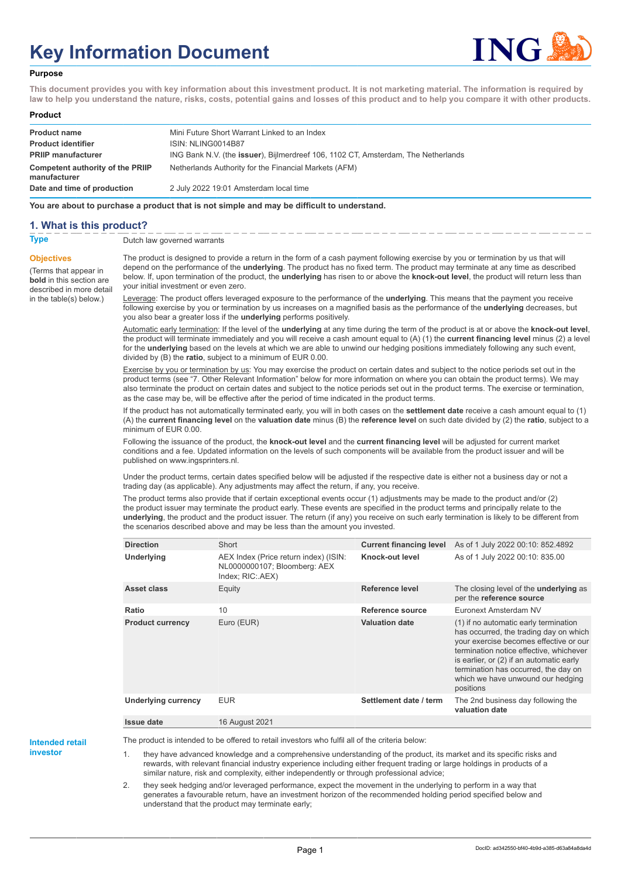# Key Information Document

## Purpose

**This document provides you with key information about this investment product. It is not marketing material. The information is required by law to help you understand the nature, risks, costs, potential gains and losses of this product and to help you compare it with other products.**

## Product

| | |
|---|---|
| **Product name** | Mini Future Short Warrant Linked to an Index |
| **Product identifier** | ISIN: NLING0014B87 |
| **PRIIP manufacturer** | ING Bank N.V. (the **issuer**), Bijlmerdreef 106, 1102 CT, Amsterdam, The Netherlands |
| **Competent authority of the PRIIP manufacturer** | Netherlands Authority for the Financial Markets (AFM) |
| **Date and time of production** | 2 July 2022 19:01 Amsterdam local time |

**You are about to purchase a product that is not simple and may be difficult to understand.**

## 1. What is this product?

**Type**

Dutch law governed warrants

**Objectives**

(Terms that appear in **bold** in this section are described in more detail in the table(s) below.)

The product is designed to provide a return in the form of a cash payment following exercise by you or termination by us that will depend on the performance of the **underlying**. The product has no fixed term. The product may terminate at any time as described below. If, upon termination of the product, the **underlying** has risen to or above the **knock-out level**, the product will return less than your initial investment or even zero.

Leverage: The product offers leveraged exposure to the performance of the **underlying**. This means that the payment you receive following exercise by you or termination by us increases on a magnified basis as the performance of the **underlying** decreases, but you also bear a greater loss if the **underlying** performs positively.

Automatic early termination: If the level of the **underlying** at any time during the term of the product is at or above the **knock-out level**, the product will terminate immediately and you will receive a cash amount equal to (A) (1) the **current financing level** minus (2) a level for the **underlying** based on the levels at which we are able to unwind our hedging positions immediately following any such event, divided by (B) the **ratio**, subject to a minimum of EUR 0.00.

Exercise by you or termination by us: You may exercise the product on certain dates and subject to the notice periods set out in the product terms (see "7. Other Relevant Information" below for more information on where you can obtain the product terms). We may also terminate the product on certain dates and subject to the notice periods set out in the product terms. The exercise or termination, as the case may be, will be effective after the period of time indicated in the product terms.

If the product has not automatically terminated early, you will in both cases on the **settlement date** receive a cash amount equal to (1) (A) the **current financing level** on the **valuation date** minus (B) the **reference level** on such date divided by (2) the **ratio**, subject to a minimum of EUR 0.00.

Following the issuance of the product, the **knock-out level** and the **current financing level** will be adjusted for current market conditions and a fee. Updated information on the levels of such components will be available from the product issuer and will be published on www.ingsprinters.nl.

Under the product terms, certain dates specified below will be adjusted if the respective date is either not a business day or not a trading day (as applicable). Any adjustments may affect the return, if any, you receive.

The product terms also provide that if certain exceptional events occur (1) adjustments may be made to the product and/or (2) the product issuer may terminate the product early. These events are specified in the product terms and principally relate to the **underlying**, the product and the product issuer. The return (if any) you receive on such early termination is likely to be different from the scenarios described above and may be less than the amount you invested.

| | | | |
|---|---|---|---|
| **Direction** | Short | **Current financing level** | As of 1 July 2022 00:10: 852.4892 |
| **Underlying** | AEX Index (Price return index) (ISIN: NL0000000107; Bloomberg: AEX Index; RIC:.AEX) | **Knock-out level** | As of 1 July 2022 00:10: 835.00 |
| **Asset class** | Equity | **Reference level** | The closing level of the **underlying** as per the **reference source** |
| **Ratio** | 10 | **Reference source** | Euronext Amsterdam NV |
| **Product currency** | Euro (EUR) | **Valuation date** | (1) if no automatic early termination has occurred, the trading day on which your exercise becomes effective or our termination notice effective, whichever is earlier, or (2) if an automatic early termination has occurred, the day on which we have unwound our hedging positions |
| **Underlying currency** | EUR | **Settlement date / term** | The 2nd business day following the **valuation date** |
| **Issue date** | 16 August 2021 | | |

**Intended retail investor**

The product is intended to be offered to retail investors who fulfil all of the criteria below:

1. they have advanced knowledge and a comprehensive understanding of the product, its market and its specific risks and rewards, with relevant financial industry experience including either frequent trading or large holdings in products of a similar nature, risk and complexity, either independently or through professional advice;
2. they seek hedging and/or leveraged performance, expect the movement in the underlying to perform in a way that generates a favourable return, have an investment horizon of the recommended holding period specified below and understand that the product may terminate early;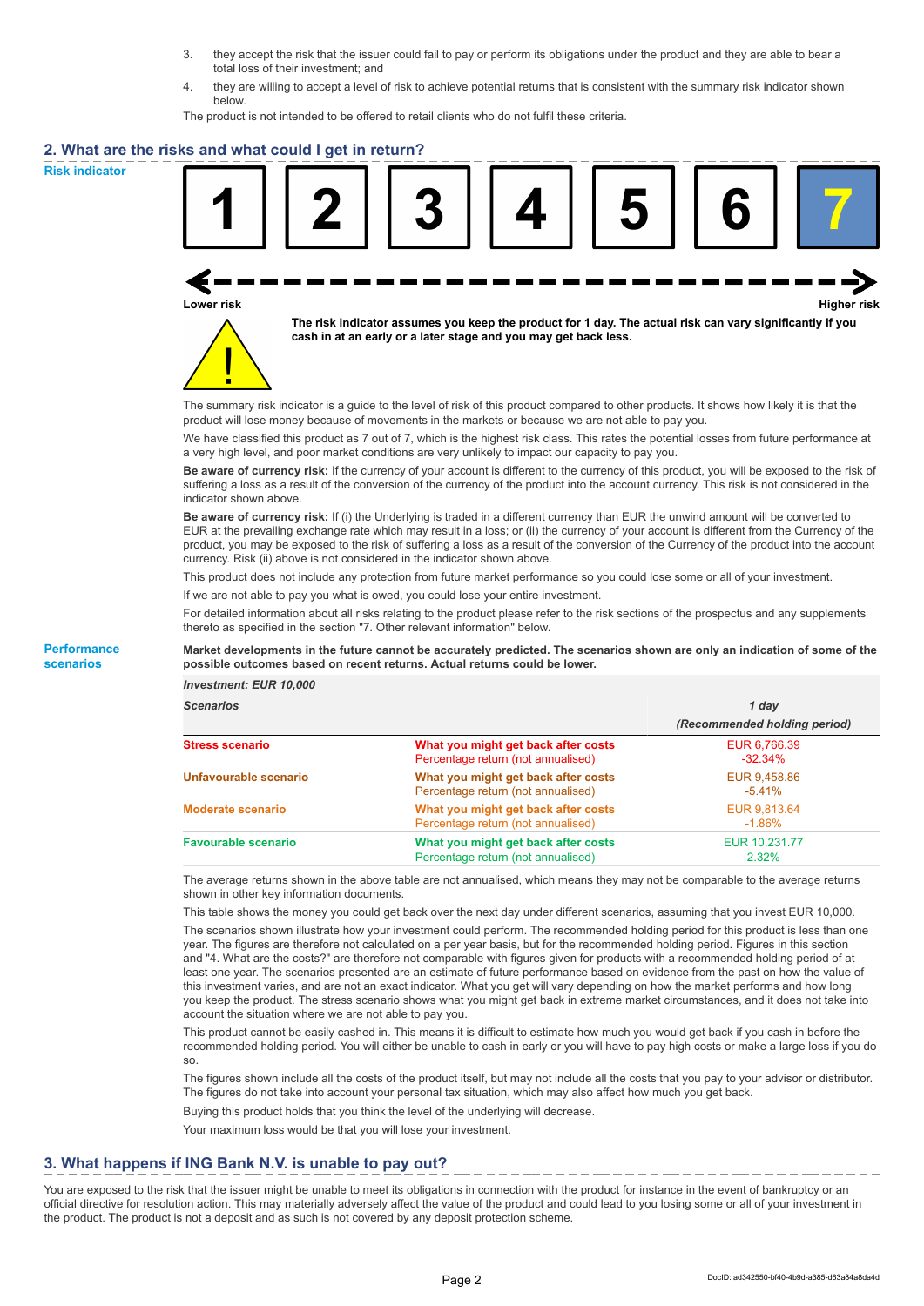3. they accept the risk that the issuer could fail to pay or perform its obligations under the product and they are able to bear a total loss of their investment; and
4. they are willing to accept a level of risk to achieve potential returns that is consistent with the summary risk indicator shown below.

The product is not intended to be offered to retail clients who do not fulfil these criteria.

## 2. What are the risks and what could I get in return?

**Risk indicator**

| 1 | 2 | 3 | 4 | 5 | 6 | **7** |
|---|---|---|---|---|---|---|

Lower risk ← → Higher risk

**The risk indicator assumes you keep the product for 1 day. The actual risk can vary significantly if you cash in at an early or a later stage and you may get back less.**

The summary risk indicator is a guide to the level of risk of this product compared to other products. It shows how likely it is that the product will lose money because of movements in the markets or because we are not able to pay you.

We have classified this product as 7 out of 7, which is the highest risk class. This rates the potential losses from future performance at a very high level, and poor market conditions are very unlikely to impact our capacity to pay you.

**Be aware of currency risk:** If the currency of your account is different to the currency of this product, you will be exposed to the risk of suffering a loss as a result of the conversion of the currency of the product into the account currency. This risk is not considered in the indicator shown above.

**Be aware of currency risk:** If (i) the Underlying is traded in a different currency than EUR the unwind amount will be converted to EUR at the prevailing exchange rate which may result in a loss; or (ii) the currency of your account is different from the Currency of the product, you may be exposed to the risk of suffering a loss as a result of the conversion of the Currency of the product into the account currency. Risk (ii) above is not considered in the indicator shown above.

This product does not include any protection from future market performance so you could lose some or all of your investment.

If we are not able to pay you what is owed, you could lose your entire investment.

For detailed information about all risks relating to the product please refer to the risk sections of the prospectus and any supplements thereto as specified in the section "7. Other relevant information" below.

**Performance scenarios**

**Market developments in the future cannot be accurately predicted. The scenarios shown are only an indication of some of the possible outcomes based on recent returns. Actual returns could be lower.**

| *Investment: EUR 10,000* | | |
|---|---|---|
| ***Scenarios*** | | ***1 day*** ***(Recommended holding period)*** |
| **Stress scenario** | **What you might get back after costs** | EUR 6,766.39 |
| | Percentage return (not annualised) | -32.34% |
| **Unfavourable scenario** | **What you might get back after costs** | EUR 9,458.86 |
| | Percentage return (not annualised) | -5.41% |
| **Moderate scenario** | **What you might get back after costs** | EUR 9,813.64 |
| | Percentage return (not annualised) | -1.86% |
| **Favourable scenario** | **What you might get back after costs** | EUR 10,231.77 |
| | Percentage return (not annualised) | 2.32% |

The average returns shown in the above table are not annualised, which means they may not be comparable to the average returns shown in other key information documents.

This table shows the money you could get back over the next day under different scenarios, assuming that you invest EUR 10,000.

The scenarios shown illustrate how your investment could perform. The recommended holding period for this product is less than one year. The figures are therefore not calculated on a per year basis, but for the recommended holding period. Figures in this section and "4. What are the costs?" are therefore not comparable with figures given for products with a recommended holding period of at least one year. The scenarios presented are an estimate of future performance based on evidence from the past on how the value of this investment varies, and are not an exact indicator. What you get will vary depending on how the market performs and how long you keep the product. The stress scenario shows what you might get back in extreme market circumstances, and it does not take into account the situation where we are not able to pay you.

This product cannot be easily cashed in. This means it is difficult to estimate how much you would get back if you cash in before the recommended holding period. You will either be unable to cash in early or you will have to pay high costs or make a large loss if you do so.

The figures shown include all the costs of the product itself, but may not include all the costs that you pay to your advisor or distributor. The figures do not take into account your personal tax situation, which may also affect how much you get back.

Buying this product holds that you think the level of the underlying will decrease.

Your maximum loss would be that you will lose your investment.

## 3. What happens if ING Bank N.V. is unable to pay out?

You are exposed to the risk that the issuer might be unable to meet its obligations in connection with the product for instance in the event of bankruptcy or an official directive for resolution action. This may materially adversely affect the value of the product and could lead to you losing some or all of your investment in the product. The product is not a deposit and as such is not covered by any deposit protection scheme.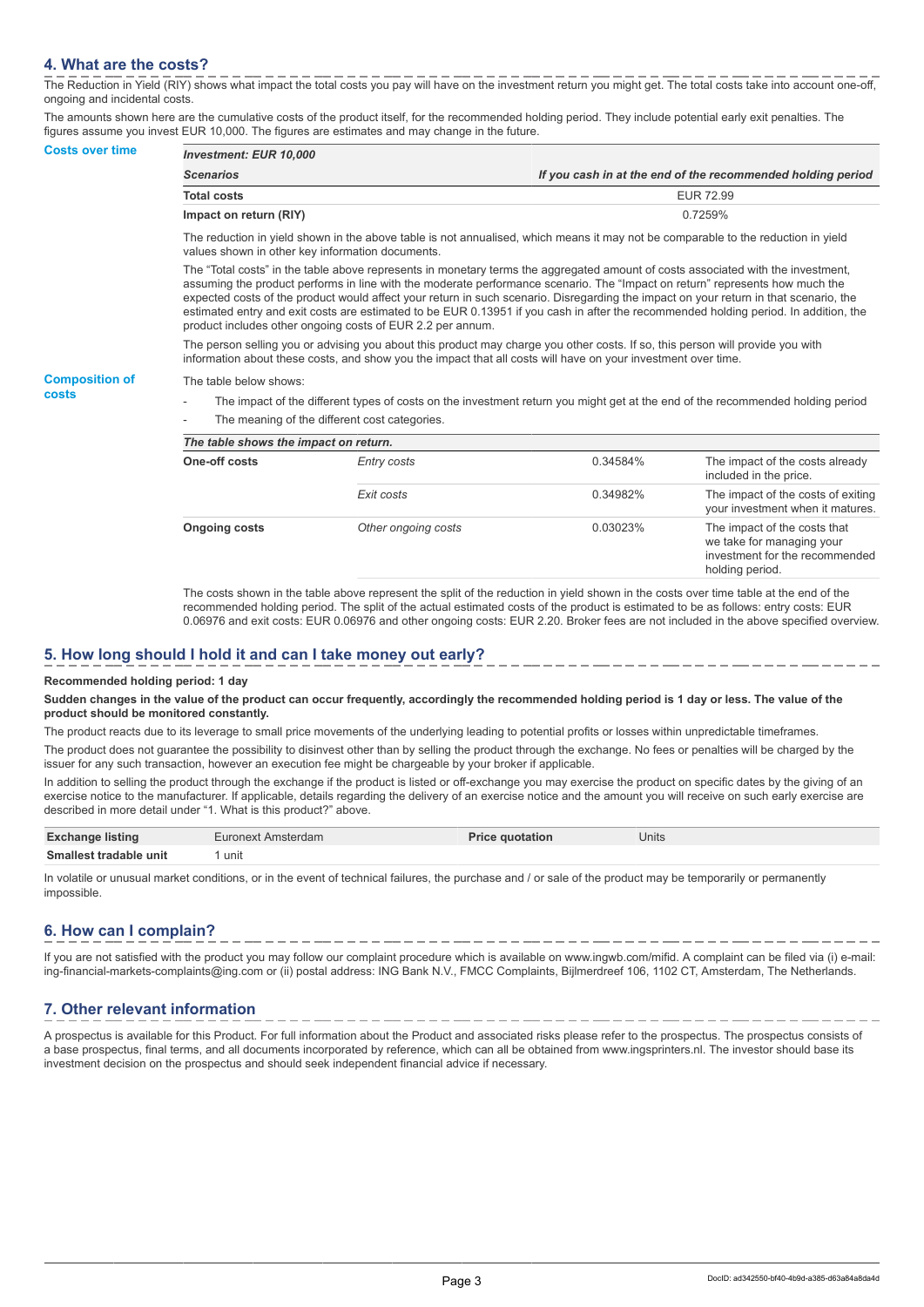## 4. What are the costs?

The Reduction in Yield (RIY) shows what impact the total costs you pay will have on the investment return you might get. The total costs take into account one-off, ongoing and incidental costs.

The amounts shown here are the cumulative costs of the product itself, for the recommended holding period. They include potential early exit penalties. The figures assume you invest EUR 10,000. The figures are estimates and may change in the future.

**Costs over time**

| *Investment: EUR 10,000* | |
|---|---|
| ***Scenarios*** | ***If you cash in at the end of the recommended holding period*** |
| **Total costs** | EUR 72.99 |
| **Impact on return (RIY)** | 0.7259% |

The reduction in yield shown in the above table is not annualised, which means it may not be comparable to the reduction in yield values shown in other key information documents.

The "Total costs" in the table above represents in monetary terms the aggregated amount of costs associated with the investment, assuming the product performs in line with the moderate performance scenario. The "Impact on return" represents how much the expected costs of the product would affect your return in such scenario. Disregarding the impact on your return in that scenario, the estimated entry and exit costs are estimated to be EUR 0.13951 if you cash in after the recommended holding period. In addition, the product includes other ongoing costs of EUR 2.2 per annum.

The person selling you or advising you about this product may charge you other costs. If so, this person will provide you with information about these costs, and show you the impact that all costs will have on your investment over time.

**Composition of costs**

The table below shows:

- The impact of the different types of costs on the investment return you might get at the end of the recommended holding period
- The meaning of the different cost categories.

| *The table shows the impact on return.* | | | |
|---|---|---|---|
| **One-off costs** | *Entry costs* | 0.34584% | The impact of the costs already included in the price. |
| | *Exit costs* | 0.34982% | The impact of the costs of exiting your investment when it matures. |
| **Ongoing costs** | *Other ongoing costs* | 0.03023% | The impact of the costs that we take for managing your investment for the recommended holding period. |

The costs shown in the table above represent the split of the reduction in yield shown in the costs over time table at the end of the recommended holding period. The split of the actual estimated costs of the product is estimated to be as follows: entry costs: EUR 0.06976 and exit costs: EUR 0.06976 and other ongoing costs: EUR 2.20. Broker fees are not included in the above specified overview.

## 5. How long should I hold it and can I take money out early?

**Recommended holding period: 1 day**

**Sudden changes in the value of the product can occur frequently, accordingly the recommended holding period is 1 day or less. The value of the product should be monitored constantly.**

The product reacts due to its leverage to small price movements of the underlying leading to potential profits or losses within unpredictable timeframes.

The product does not guarantee the possibility to disinvest other than by selling the product through the exchange. No fees or penalties will be charged by the issuer for any such transaction, however an execution fee might be chargeable by your broker if applicable.

In addition to selling the product through the exchange if the product is listed or off-exchange you may exercise the product on specific dates by the giving of an exercise notice to the manufacturer. If applicable, details regarding the delivery of an exercise notice and the amount you will receive on such early exercise are described in more detail under "1. What is this product?" above.

| | | | |
|---|---|---|---|
| **Exchange listing** | Euronext Amsterdam | **Price quotation** | Units |
| **Smallest tradable unit** | 1 unit | | |

In volatile or unusual market conditions, or in the event of technical failures, the purchase and / or sale of the product may be temporarily or permanently impossible.

## 6. How can I complain?

If you are not satisfied with the product you may follow our complaint procedure which is available on www.ingwb.com/mifid. A complaint can be filed via (i) e-mail: ing-financial-markets-complaints@ing.com or (ii) postal address: ING Bank N.V., FMCC Complaints, Bijlmerdreef 106, 1102 CT, Amsterdam, The Netherlands.

## 7. Other relevant information

A prospectus is available for this Product. For full information about the Product and associated risks please refer to the prospectus. The prospectus consists of a base prospectus, final terms, and all documents incorporated by reference, which can all be obtained from www.ingsprinters.nl. The investor should base its investment decision on the prospectus and should seek independent financial advice if necessary.